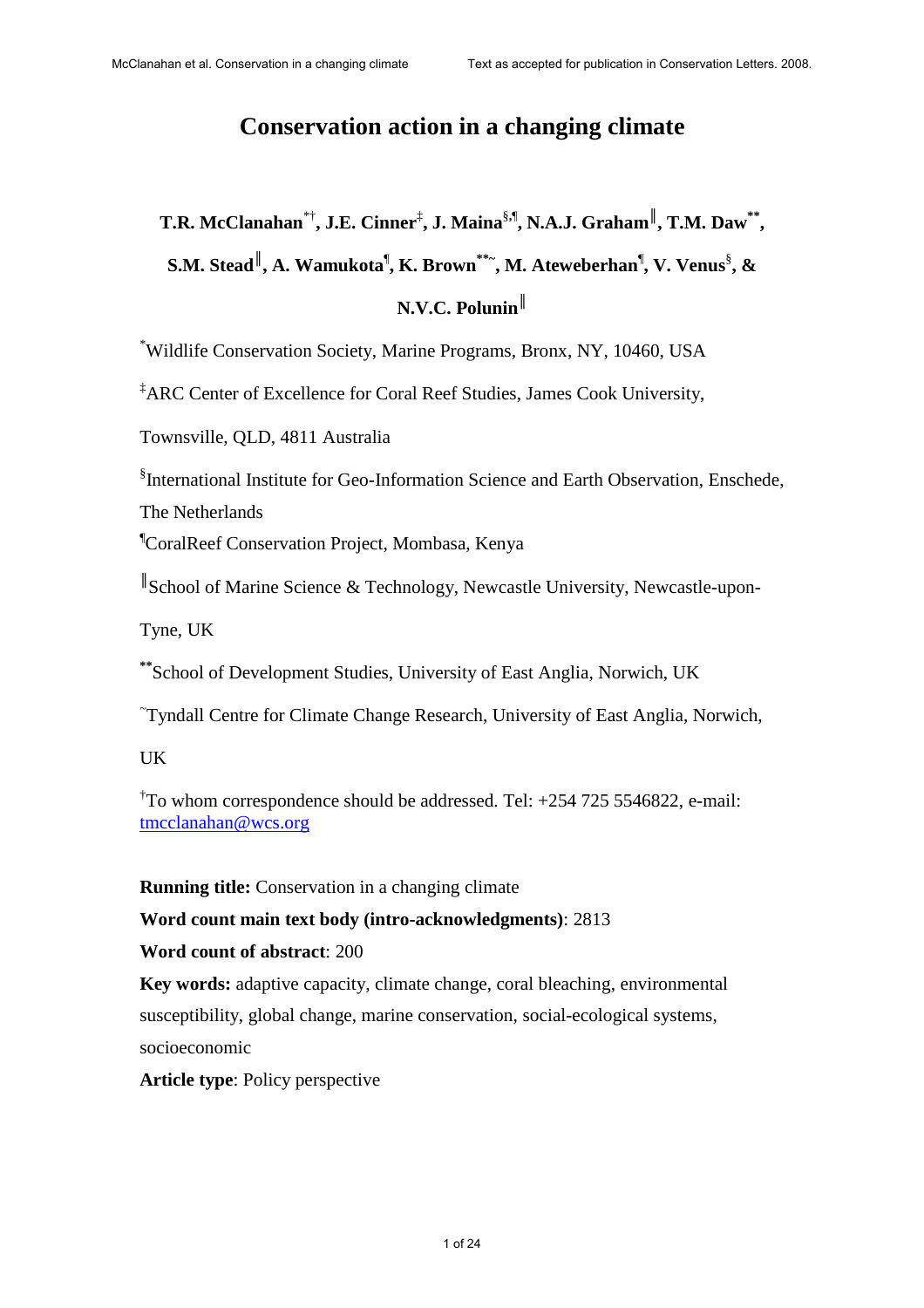# Conservation action in a changing climate

**T.R. McClanahan[*†], J.E. Cinner[‡], J. Maina[§,¶], N.A.J. Graham[‖], T.M. Daw[**], S.M. Stead[‖], A. Wamukota[¶], K. Brown[**~], M. Ateweberhan[¶], V. Venus[§], & N.V.C. Polunin[‖]**

[*]Wildlife Conservation Society, Marine Programs, Bronx, NY, 10460, USA

[‡]ARC Center of Excellence for Coral Reef Studies, James Cook University, Townsville, QLD, 4811 Australia

[§]International Institute for Geo-Information Science and Earth Observation, Enschede, The Netherlands

[¶]CoralReef Conservation Project, Mombasa, Kenya

[‖]School of Marine Science & Technology, Newcastle University, Newcastle-upon-Tyne, UK

[**]School of Development Studies, University of East Anglia, Norwich, UK

[~]Tyndall Centre for Climate Change Research, University of East Anglia, Norwich, UK

[†]To whom correspondence should be addressed. Tel: +254 725 5546822, e-mail: tmcclanahan@wcs.org

**Running title:** Conservation in a changing climate

**Word count main text body (intro-acknowledgments)**: 2813

**Word count of abstract**: 200

**Key words:** adaptive capacity, climate change, coral bleaching, environmental susceptibility, global change, marine conservation, social-ecological systems, socioeconomic

**Article type**: Policy perspective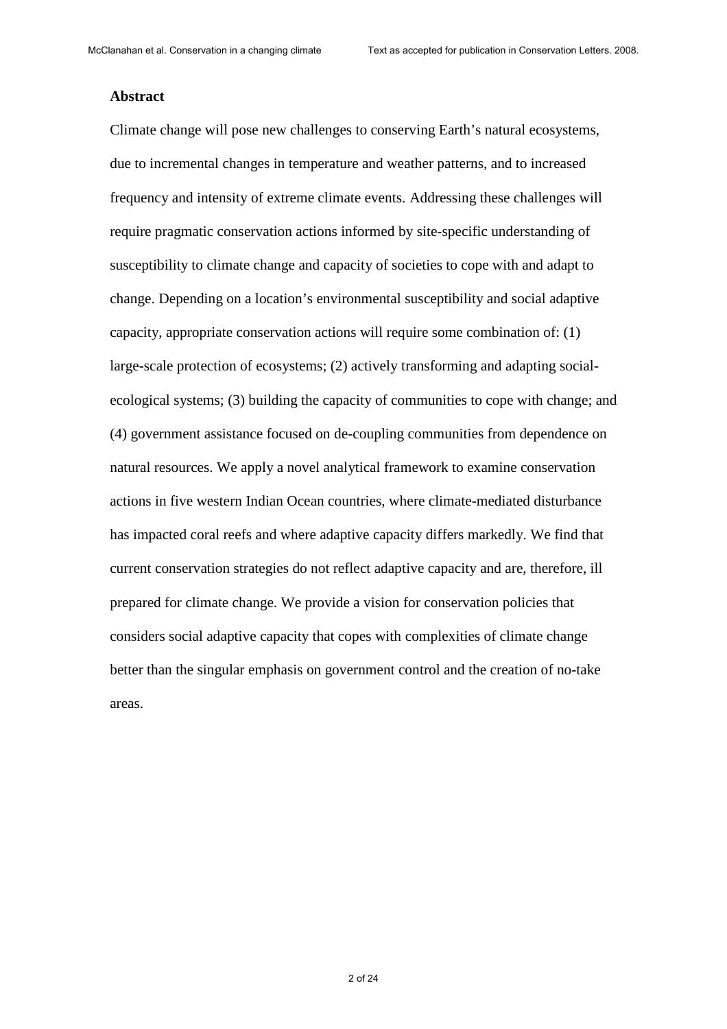## Abstract

Climate change will pose new challenges to conserving Earth's natural ecosystems, due to incremental changes in temperature and weather patterns, and to increased frequency and intensity of extreme climate events. Addressing these challenges will require pragmatic conservation actions informed by site-specific understanding of susceptibility to climate change and capacity of societies to cope with and adapt to change. Depending on a location's environmental susceptibility and social adaptive capacity, appropriate conservation actions will require some combination of: (1) large-scale protection of ecosystems; (2) actively transforming and adapting social-ecological systems; (3) building the capacity of communities to cope with change; and (4) government assistance focused on de-coupling communities from dependence on natural resources. We apply a novel analytical framework to examine conservation actions in five western Indian Ocean countries, where climate-mediated disturbance has impacted coral reefs and where adaptive capacity differs markedly. We find that current conservation strategies do not reflect adaptive capacity and are, therefore, ill prepared for climate change. We provide a vision for conservation policies that considers social adaptive capacity that copes with complexities of climate change better than the singular emphasis on government control and the creation of no-take areas.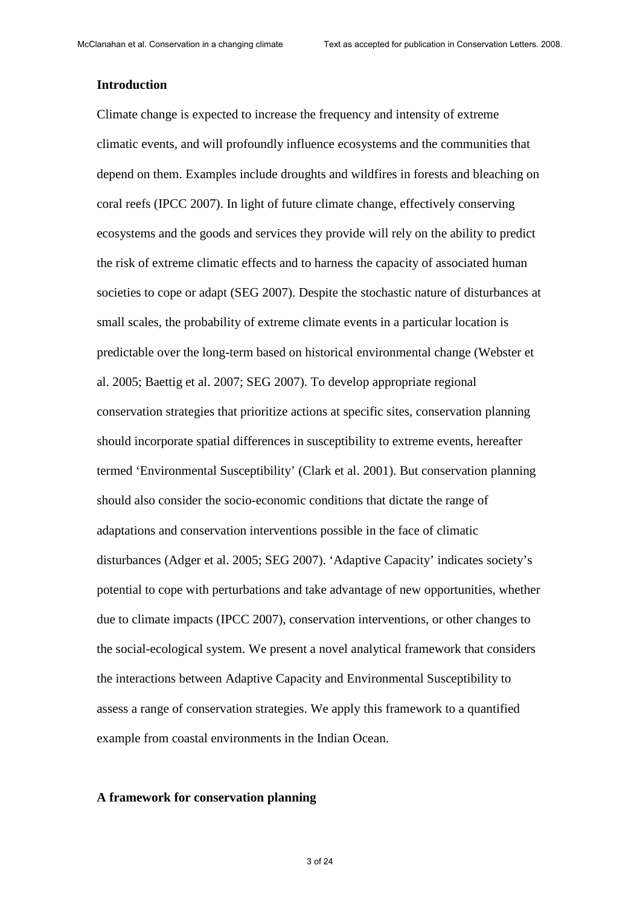## Introduction

Climate change is expected to increase the frequency and intensity of extreme climatic events, and will profoundly influence ecosystems and the communities that depend on them. Examples include droughts and wildfires in forests and bleaching on coral reefs (IPCC 2007). In light of future climate change, effectively conserving ecosystems and the goods and services they provide will rely on the ability to predict the risk of extreme climatic effects and to harness the capacity of associated human societies to cope or adapt (SEG 2007). Despite the stochastic nature of disturbances at small scales, the probability of extreme climate events in a particular location is predictable over the long-term based on historical environmental change (Webster et al. 2005; Baettig et al. 2007; SEG 2007). To develop appropriate regional conservation strategies that prioritize actions at specific sites, conservation planning should incorporate spatial differences in susceptibility to extreme events, hereafter termed 'Environmental Susceptibility' (Clark et al. 2001). But conservation planning should also consider the socio-economic conditions that dictate the range of adaptations and conservation interventions possible in the face of climatic disturbances (Adger et al. 2005; SEG 2007). 'Adaptive Capacity' indicates society's potential to cope with perturbations and take advantage of new opportunities, whether due to climate impacts (IPCC 2007), conservation interventions, or other changes to the social-ecological system. We present a novel analytical framework that considers the interactions between Adaptive Capacity and Environmental Susceptibility to assess a range of conservation strategies. We apply this framework to a quantified example from coastal environments in the Indian Ocean.

## A framework for conservation planning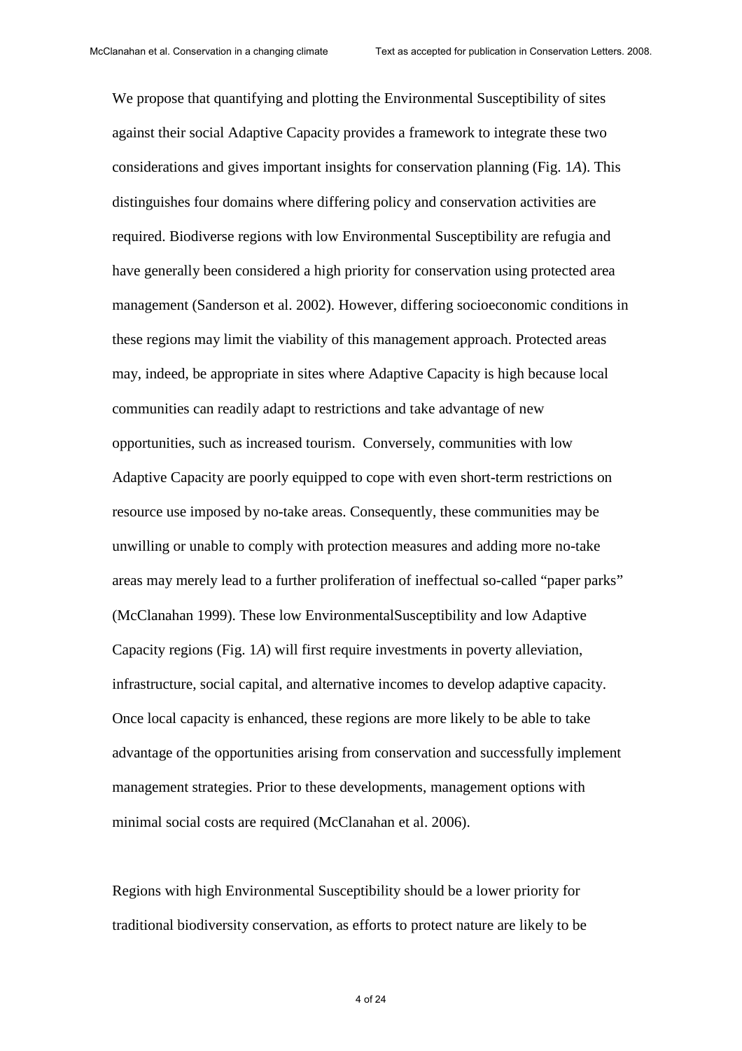We propose that quantifying and plotting the Environmental Susceptibility of sites against their social Adaptive Capacity provides a framework to integrate these two considerations and gives important insights for conservation planning (Fig. 1*A*). This distinguishes four domains where differing policy and conservation activities are required. Biodiverse regions with low Environmental Susceptibility are refugia and have generally been considered a high priority for conservation using protected area management (Sanderson et al. 2002). However, differing socioeconomic conditions in these regions may limit the viability of this management approach. Protected areas may, indeed, be appropriate in sites where Adaptive Capacity is high because local communities can readily adapt to restrictions and take advantage of new opportunities, such as increased tourism. Conversely, communities with low Adaptive Capacity are poorly equipped to cope with even short-term restrictions on resource use imposed by no-take areas. Consequently, these communities may be unwilling or unable to comply with protection measures and adding more no-take areas may merely lead to a further proliferation of ineffectual so-called "paper parks" (McClanahan 1999). These low EnvironmentalSusceptibility and low Adaptive Capacity regions (Fig. 1*A*) will first require investments in poverty alleviation, infrastructure, social capital, and alternative incomes to develop adaptive capacity. Once local capacity is enhanced, these regions are more likely to be able to take advantage of the opportunities arising from conservation and successfully implement management strategies. Prior to these developments, management options with minimal social costs are required (McClanahan et al. 2006).

Regions with high Environmental Susceptibility should be a lower priority for traditional biodiversity conservation, as efforts to protect nature are likely to be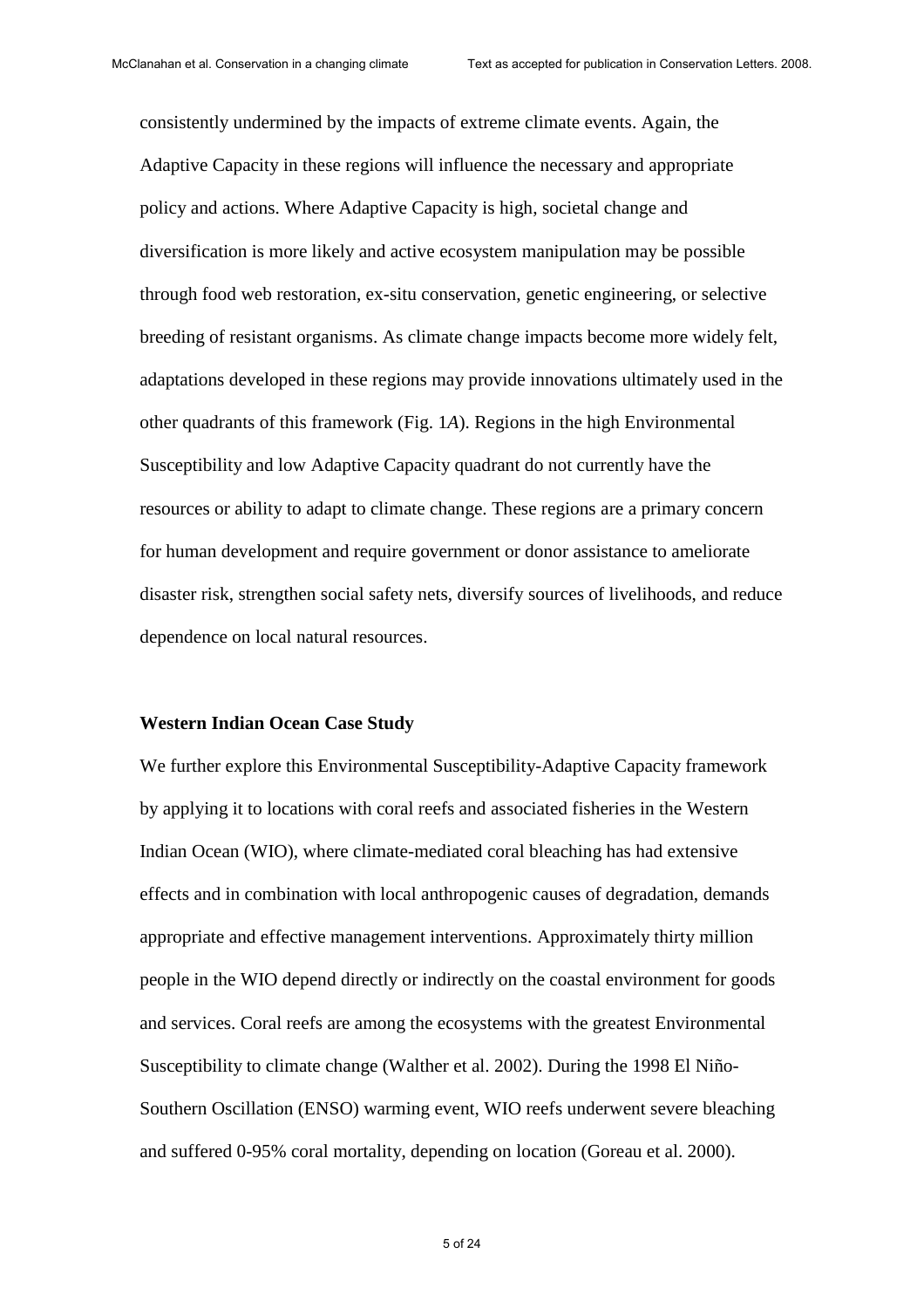consistently undermined by the impacts of extreme climate events. Again, the Adaptive Capacity in these regions will influence the necessary and appropriate policy and actions. Where Adaptive Capacity is high, societal change and diversification is more likely and active ecosystem manipulation may be possible through food web restoration, ex-situ conservation, genetic engineering, or selective breeding of resistant organisms. As climate change impacts become more widely felt, adaptations developed in these regions may provide innovations ultimately used in the other quadrants of this framework (Fig. 1*A*). Regions in the high Environmental Susceptibility and low Adaptive Capacity quadrant do not currently have the resources or ability to adapt to climate change. These regions are a primary concern for human development and require government or donor assistance to ameliorate disaster risk, strengthen social safety nets, diversify sources of livelihoods, and reduce dependence on local natural resources.

**Western Indian Ocean Case Study**

We further explore this Environmental Susceptibility-Adaptive Capacity framework by applying it to locations with coral reefs and associated fisheries in the Western Indian Ocean (WIO), where climate-mediated coral bleaching has had extensive effects and in combination with local anthropogenic causes of degradation, demands appropriate and effective management interventions. Approximately thirty million people in the WIO depend directly or indirectly on the coastal environment for goods and services. Coral reefs are among the ecosystems with the greatest Environmental Susceptibility to climate change (Walther et al. 2002). During the 1998 El Niño-Southern Oscillation (ENSO) warming event, WIO reefs underwent severe bleaching and suffered 0-95% coral mortality, depending on location (Goreau et al. 2000).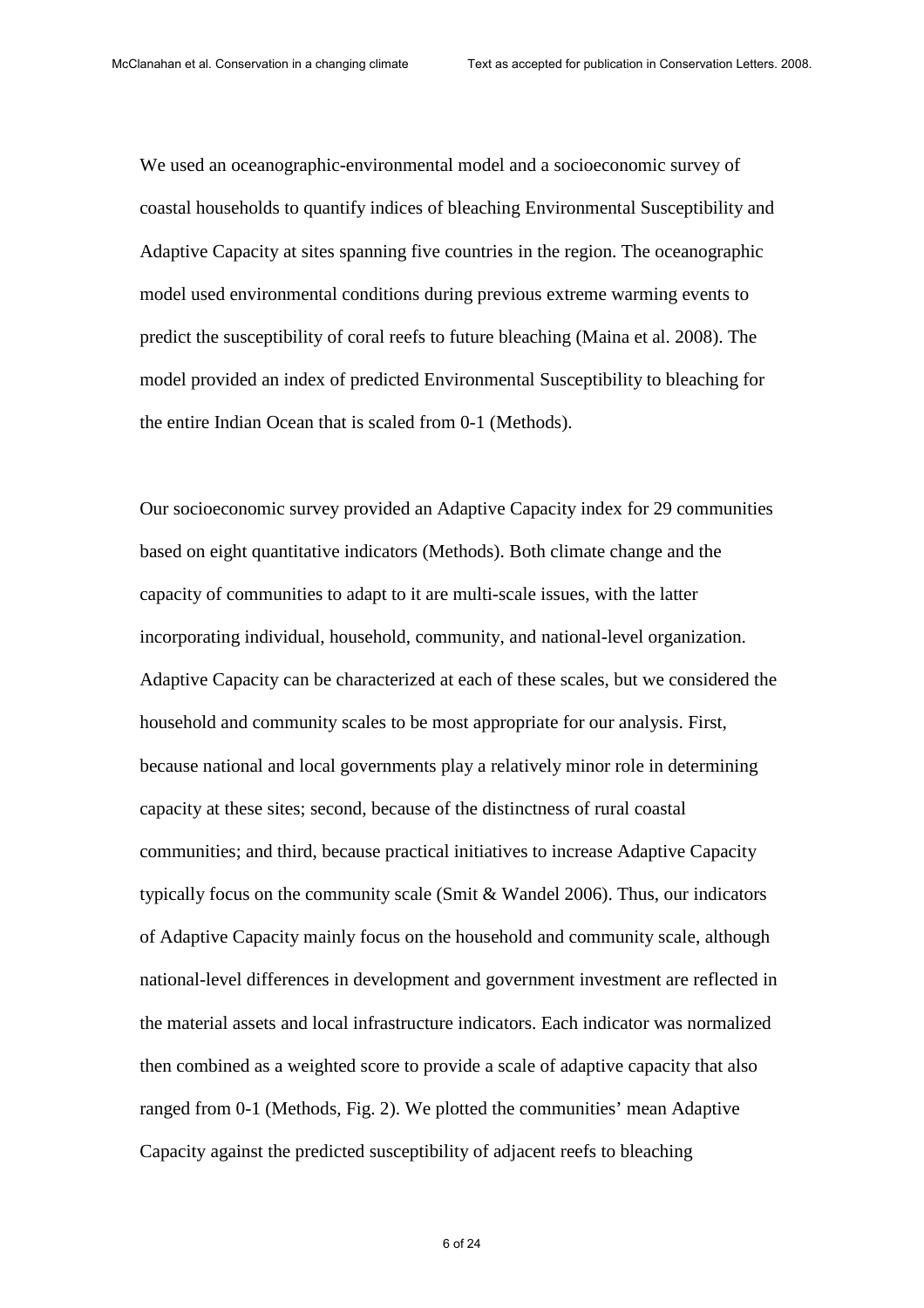We used an oceanographic-environmental model and a socioeconomic survey of coastal households to quantify indices of bleaching Environmental Susceptibility and Adaptive Capacity at sites spanning five countries in the region. The oceanographic model used environmental conditions during previous extreme warming events to predict the susceptibility of coral reefs to future bleaching (Maina et al. 2008). The model provided an index of predicted Environmental Susceptibility to bleaching for the entire Indian Ocean that is scaled from 0-1 (Methods).

Our socioeconomic survey provided an Adaptive Capacity index for 29 communities based on eight quantitative indicators (Methods). Both climate change and the capacity of communities to adapt to it are multi-scale issues, with the latter incorporating individual, household, community, and national-level organization. Adaptive Capacity can be characterized at each of these scales, but we considered the household and community scales to be most appropriate for our analysis. First, because national and local governments play a relatively minor role in determining capacity at these sites; second, because of the distinctness of rural coastal communities; and third, because practical initiatives to increase Adaptive Capacity typically focus on the community scale (Smit & Wandel 2006). Thus, our indicators of Adaptive Capacity mainly focus on the household and community scale, although national-level differences in development and government investment are reflected in the material assets and local infrastructure indicators. Each indicator was normalized then combined as a weighted score to provide a scale of adaptive capacity that also ranged from 0-1 (Methods, Fig. 2). We plotted the communities' mean Adaptive Capacity against the predicted susceptibility of adjacent reefs to bleaching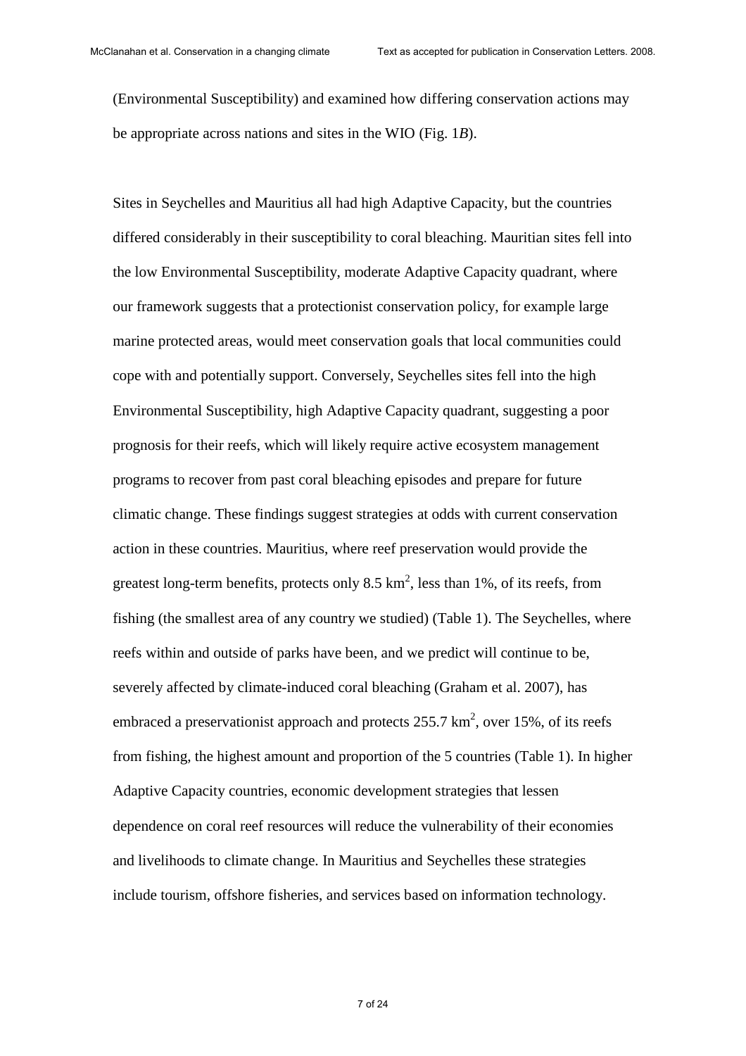(Environmental Susceptibility) and examined how differing conservation actions may be appropriate across nations and sites in the WIO (Fig. 1*B*).

Sites in Seychelles and Mauritius all had high Adaptive Capacity, but the countries differed considerably in their susceptibility to coral bleaching. Mauritian sites fell into the low Environmental Susceptibility, moderate Adaptive Capacity quadrant, where our framework suggests that a protectionist conservation policy, for example large marine protected areas, would meet conservation goals that local communities could cope with and potentially support. Conversely, Seychelles sites fell into the high Environmental Susceptibility, high Adaptive Capacity quadrant, suggesting a poor prognosis for their reefs, which will likely require active ecosystem management programs to recover from past coral bleaching episodes and prepare for future climatic change. These findings suggest strategies at odds with current conservation action in these countries. Mauritius, where reef preservation would provide the greatest long-term benefits, protects only 8.5 $km^2$, less than 1%, of its reefs, from fishing (the smallest area of any country we studied) (Table 1). The Seychelles, where reefs within and outside of parks have been, and we predict will continue to be, severely affected by climate-induced coral bleaching (Graham et al. 2007), has embraced a preservationist approach and protects 255.7 $km^2$, over 15%, of its reefs from fishing, the highest amount and proportion of the 5 countries (Table 1). In higher Adaptive Capacity countries, economic development strategies that lessen dependence on coral reef resources will reduce the vulnerability of their economies and livelihoods to climate change. In Mauritius and Seychelles these strategies include tourism, offshore fisheries, and services based on information technology.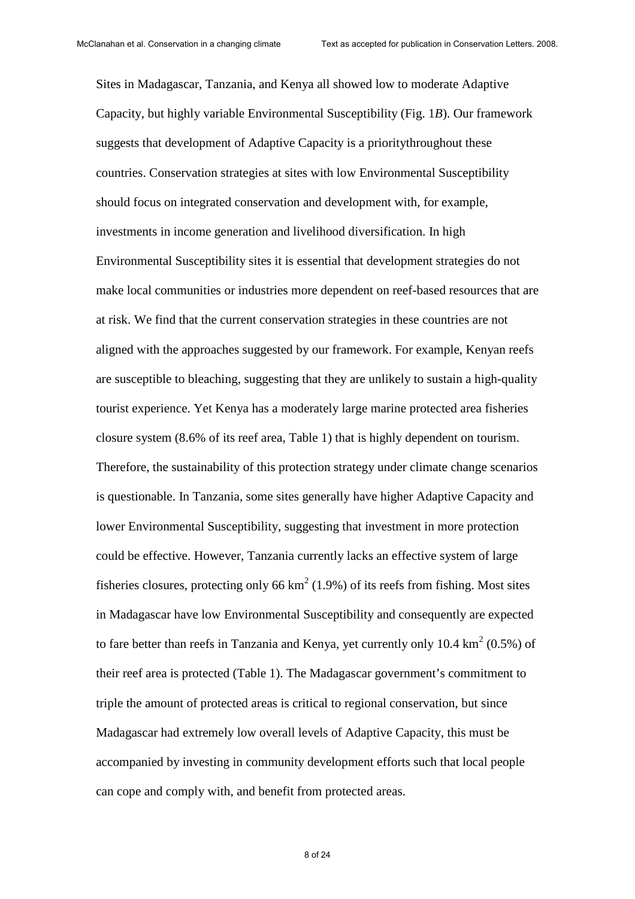Sites in Madagascar, Tanzania, and Kenya all showed low to moderate Adaptive Capacity, but highly variable Environmental Susceptibility (Fig. 1*B*). Our framework suggests that development of Adaptive Capacity is a prioritythroughout these countries. Conservation strategies at sites with low Environmental Susceptibility should focus on integrated conservation and development with, for example, investments in income generation and livelihood diversification. In high Environmental Susceptibility sites it is essential that development strategies do not make local communities or industries more dependent on reef-based resources that are at risk. We find that the current conservation strategies in these countries are not aligned with the approaches suggested by our framework. For example, Kenyan reefs are susceptible to bleaching, suggesting that they are unlikely to sustain a high-quality tourist experience. Yet Kenya has a moderately large marine protected area fisheries closure system (8.6% of its reef area, Table 1) that is highly dependent on tourism. Therefore, the sustainability of this protection strategy under climate change scenarios is questionable. In Tanzania, some sites generally have higher Adaptive Capacity and lower Environmental Susceptibility, suggesting that investment in more protection could be effective. However, Tanzania currently lacks an effective system of large fisheries closures, protecting only 66 $km^2$ (1.9%) of its reefs from fishing. Most sites in Madagascar have low Environmental Susceptibility and consequently are expected to fare better than reefs in Tanzania and Kenya, yet currently only 10.4 $km^2$ (0.5%) of their reef area is protected (Table 1). The Madagascar government's commitment to triple the amount of protected areas is critical to regional conservation, but since Madagascar had extremely low overall levels of Adaptive Capacity, this must be accompanied by investing in community development efforts such that local people can cope and comply with, and benefit from protected areas.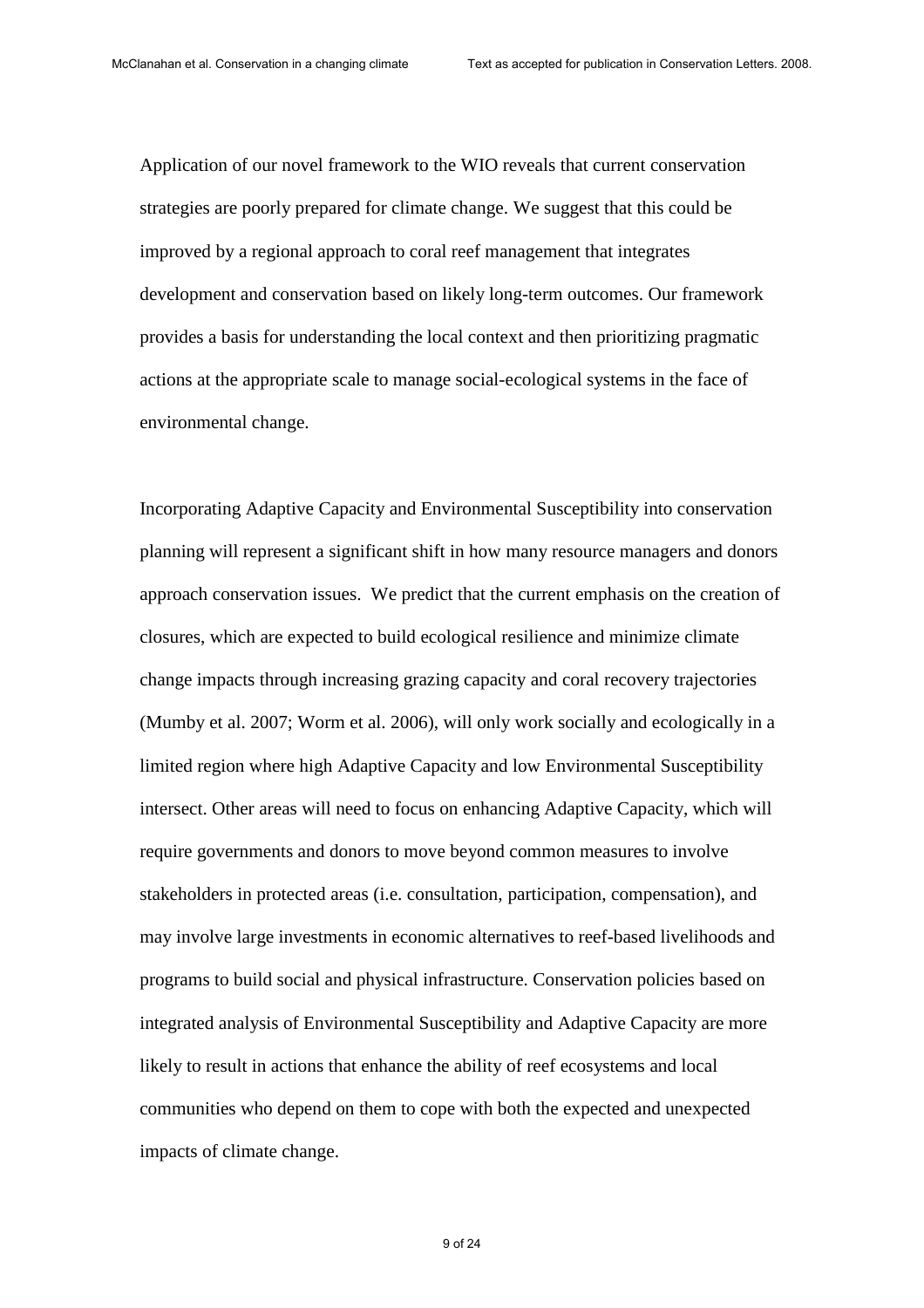Application of our novel framework to the WIO reveals that current conservation strategies are poorly prepared for climate change. We suggest that this could be improved by a regional approach to coral reef management that integrates development and conservation based on likely long-term outcomes. Our framework provides a basis for understanding the local context and then prioritizing pragmatic actions at the appropriate scale to manage social-ecological systems in the face of environmental change.

Incorporating Adaptive Capacity and Environmental Susceptibility into conservation planning will represent a significant shift in how many resource managers and donors approach conservation issues. We predict that the current emphasis on the creation of closures, which are expected to build ecological resilience and minimize climate change impacts through increasing grazing capacity and coral recovery trajectories (Mumby et al. 2007; Worm et al. 2006), will only work socially and ecologically in a limited region where high Adaptive Capacity and low Environmental Susceptibility intersect. Other areas will need to focus on enhancing Adaptive Capacity, which will require governments and donors to move beyond common measures to involve stakeholders in protected areas (i.e. consultation, participation, compensation), and may involve large investments in economic alternatives to reef-based livelihoods and programs to build social and physical infrastructure. Conservation policies based on integrated analysis of Environmental Susceptibility and Adaptive Capacity are more likely to result in actions that enhance the ability of reef ecosystems and local communities who depend on them to cope with both the expected and unexpected impacts of climate change.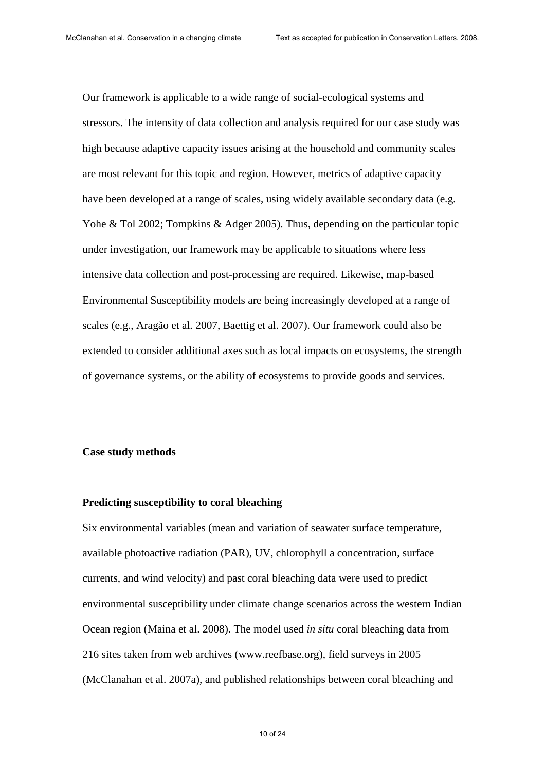Our framework is applicable to a wide range of social-ecological systems and stressors. The intensity of data collection and analysis required for our case study was high because adaptive capacity issues arising at the household and community scales are most relevant for this topic and region. However, metrics of adaptive capacity have been developed at a range of scales, using widely available secondary data (e.g. Yohe & Tol 2002; Tompkins & Adger 2005). Thus, depending on the particular topic under investigation, our framework may be applicable to situations where less intensive data collection and post-processing are required. Likewise, map-based Environmental Susceptibility models are being increasingly developed at a range of scales (e.g., Aragão et al. 2007, Baettig et al. 2007). Our framework could also be extended to consider additional axes such as local impacts on ecosystems, the strength of governance systems, or the ability of ecosystems to provide goods and services.

## Case study methods

### Predicting susceptibility to coral bleaching

Six environmental variables (mean and variation of seawater surface temperature, available photoactive radiation (PAR), UV, chlorophyll a concentration, surface currents, and wind velocity) and past coral bleaching data were used to predict environmental susceptibility under climate change scenarios across the western Indian Ocean region (Maina et al. 2008). The model used *in situ* coral bleaching data from 216 sites taken from web archives (www.reefbase.org), field surveys in 2005 (McClanahan et al. 2007a), and published relationships between coral bleaching and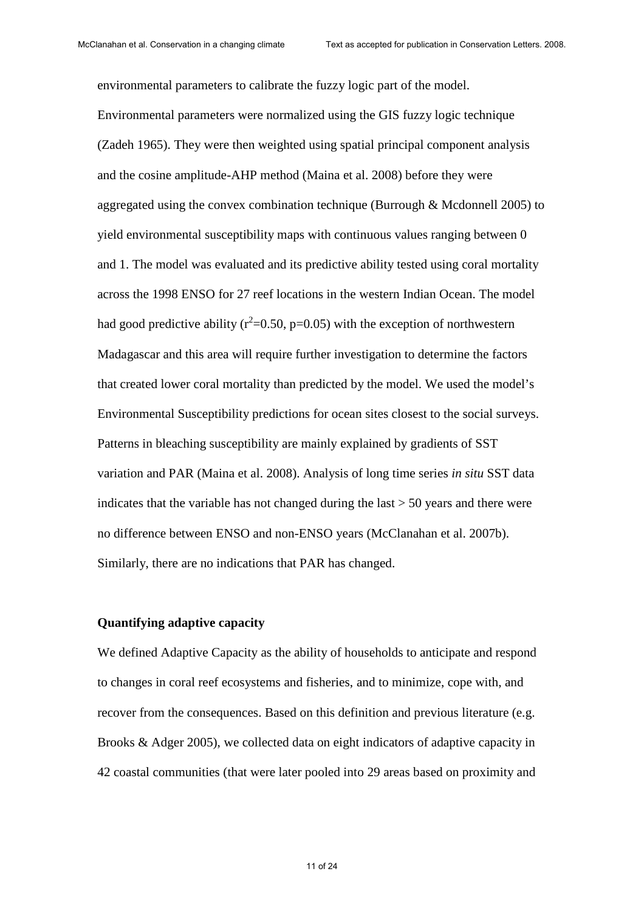environmental parameters to calibrate the fuzzy logic part of the model. Environmental parameters were normalized using the GIS fuzzy logic technique (Zadeh 1965). They were then weighted using spatial principal component analysis and the cosine amplitude-AHP method (Maina et al. 2008) before they were aggregated using the convex combination technique (Burrough & Mcdonnell 2005) to yield environmental susceptibility maps with continuous values ranging between 0 and 1. The model was evaluated and its predictive ability tested using coral mortality across the 1998 ENSO for 27 reef locations in the western Indian Ocean. The model had good predictive ability ($r^2$=0.50, p=0.05) with the exception of northwestern Madagascar and this area will require further investigation to determine the factors that created lower coral mortality than predicted by the model. We used the model's Environmental Susceptibility predictions for ocean sites closest to the social surveys. Patterns in bleaching susceptibility are mainly explained by gradients of SST variation and PAR (Maina et al. 2008). Analysis of long time series *in situ* SST data indicates that the variable has not changed during the last > 50 years and there were no difference between ENSO and non-ENSO years (McClanahan et al. 2007b). Similarly, there are no indications that PAR has changed.

**Quantifying adaptive capacity**

We defined Adaptive Capacity as the ability of households to anticipate and respond to changes in coral reef ecosystems and fisheries, and to minimize, cope with, and recover from the consequences. Based on this definition and previous literature (e.g. Brooks & Adger 2005), we collected data on eight indicators of adaptive capacity in 42 coastal communities (that were later pooled into 29 areas based on proximity and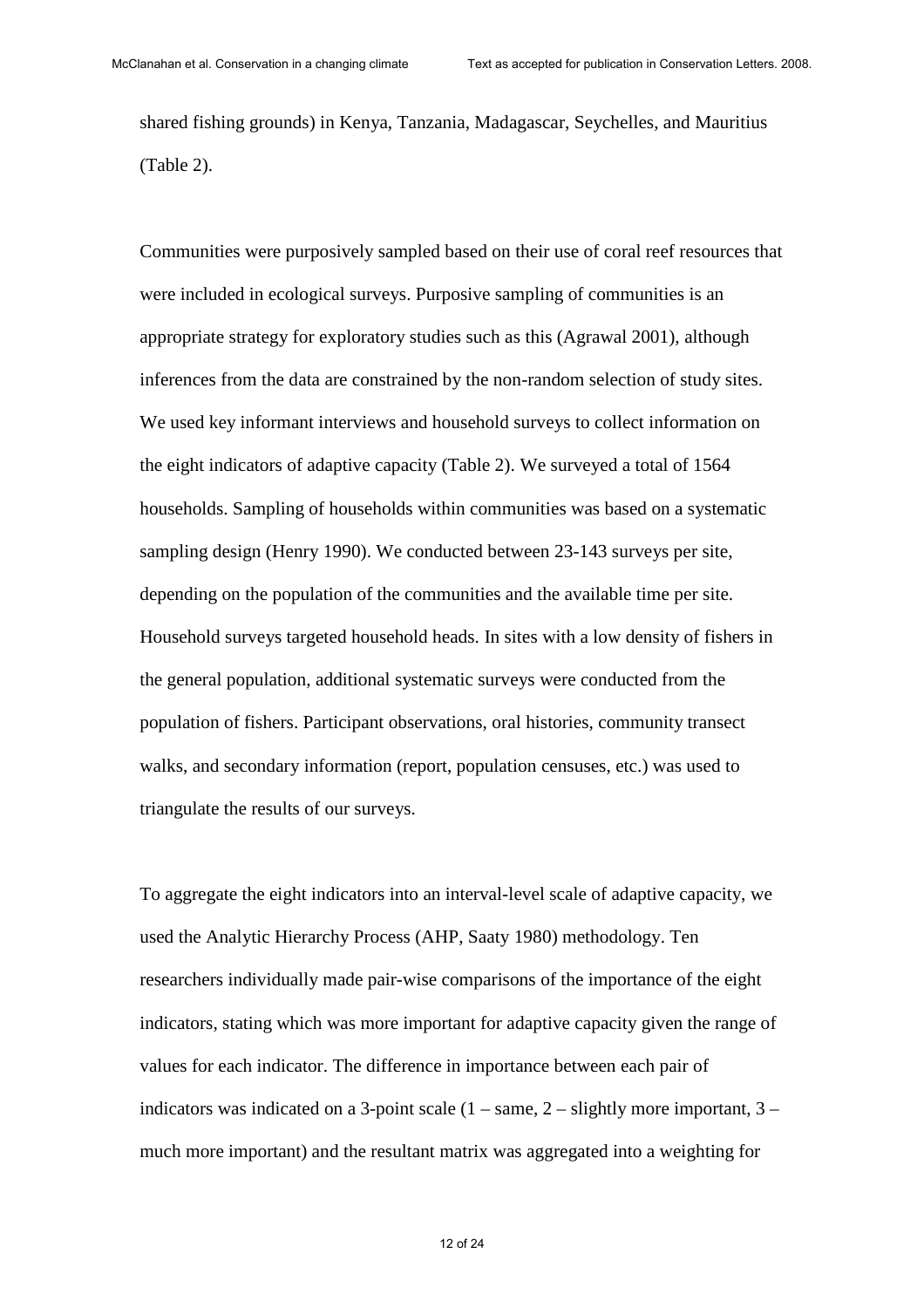shared fishing grounds) in Kenya, Tanzania, Madagascar, Seychelles, and Mauritius (Table 2).

Communities were purposively sampled based on their use of coral reef resources that were included in ecological surveys. Purposive sampling of communities is an appropriate strategy for exploratory studies such as this (Agrawal 2001), although inferences from the data are constrained by the non-random selection of study sites. We used key informant interviews and household surveys to collect information on the eight indicators of adaptive capacity (Table 2). We surveyed a total of 1564 households. Sampling of households within communities was based on a systematic sampling design (Henry 1990). We conducted between 23-143 surveys per site, depending on the population of the communities and the available time per site. Household surveys targeted household heads. In sites with a low density of fishers in the general population, additional systematic surveys were conducted from the population of fishers. Participant observations, oral histories, community transect walks, and secondary information (report, population censuses, etc.) was used to triangulate the results of our surveys.

To aggregate the eight indicators into an interval-level scale of adaptive capacity, we used the Analytic Hierarchy Process (AHP, Saaty 1980) methodology. Ten researchers individually made pair-wise comparisons of the importance of the eight indicators, stating which was more important for adaptive capacity given the range of values for each indicator. The difference in importance between each pair of indicators was indicated on a 3-point scale (1 – same, 2 – slightly more important, 3 – much more important) and the resultant matrix was aggregated into a weighting for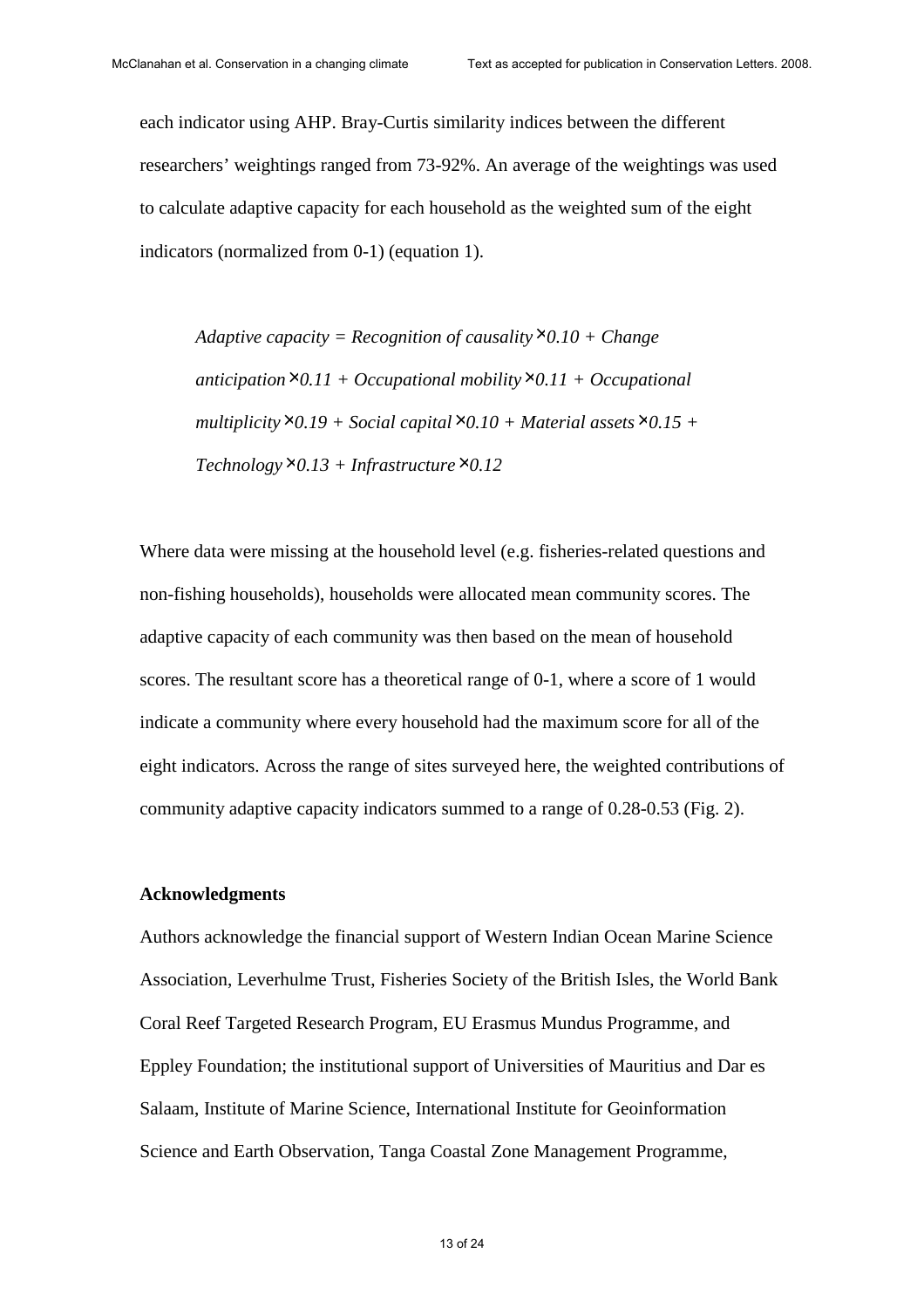each indicator using AHP. Bray-Curtis similarity indices between the different researchers' weightings ranged from 73-92%. An average of the weightings was used to calculate adaptive capacity for each household as the weighted sum of the eight indicators (normalized from 0-1) (equation 1).

$$\textit{Adaptive capacity} = \textit{Recognition of causality} \times 0.10 + \textit{Change anticipation} \times 0.11 + \textit{Occupational mobility} \times 0.11 + \textit{Occupational multiplicity} \times 0.19 + \textit{Social capital} \times 0.10 + \textit{Material assets} \times 0.15 + \textit{Technology} \times 0.13 + \textit{Infrastructure} \times 0.12$$

Where data were missing at the household level (e.g. fisheries-related questions and non-fishing households), households were allocated mean community scores. The adaptive capacity of each community was then based on the mean of household scores. The resultant score has a theoretical range of 0-1, where a score of 1 would indicate a community where every household had the maximum score for all of the eight indicators. Across the range of sites surveyed here, the weighted contributions of community adaptive capacity indicators summed to a range of 0.28-0.53 (Fig. 2).

## Acknowledgments

Authors acknowledge the financial support of Western Indian Ocean Marine Science Association, Leverhulme Trust, Fisheries Society of the British Isles, the World Bank Coral Reef Targeted Research Program, EU Erasmus Mundus Programme, and Eppley Foundation; the institutional support of Universities of Mauritius and Dar es Salaam, Institute of Marine Science, International Institute for Geoinformation Science and Earth Observation, Tanga Coastal Zone Management Programme,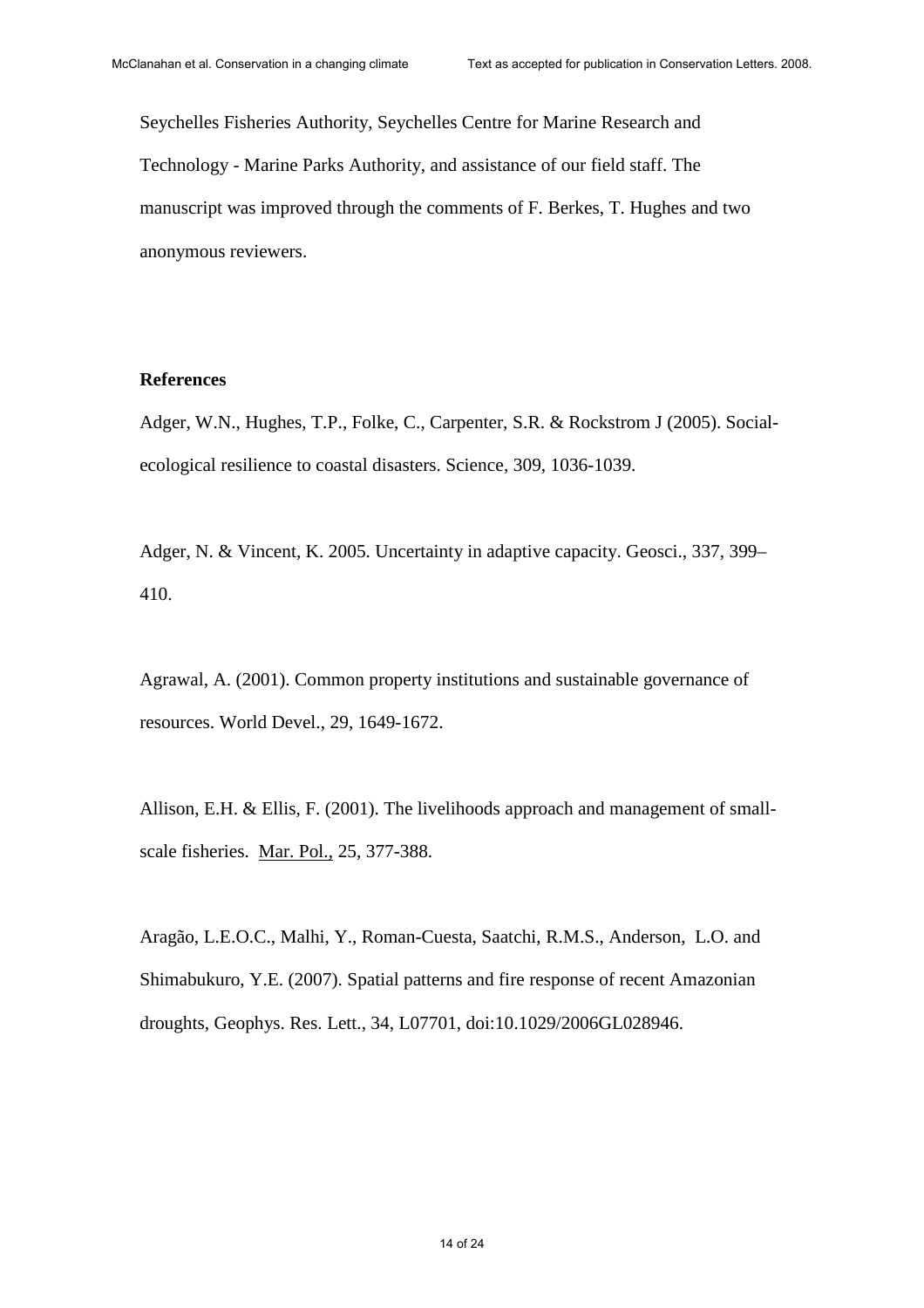Seychelles Fisheries Authority, Seychelles Centre for Marine Research and Technology - Marine Parks Authority, and assistance of our field staff. The manuscript was improved through the comments of F. Berkes, T. Hughes and two anonymous reviewers.

**References**

Adger, W.N., Hughes, T.P., Folke, C., Carpenter, S.R. & Rockstrom J (2005). Social-ecological resilience to coastal disasters. Science, 309, 1036-1039.

Adger, N. & Vincent, K. 2005. Uncertainty in adaptive capacity. Geosci., 337, 399–410.

Agrawal, A. (2001). Common property institutions and sustainable governance of resources. World Devel., 29, 1649-1672.

Allison, E.H. & Ellis, F. (2001). The livelihoods approach and management of small-scale fisheries. Mar. Pol., 25, 377-388.

Aragão, L.E.O.C., Malhi, Y., Roman-Cuesta, Saatchi, R.M.S., Anderson, L.O. and Shimabukuro, Y.E. (2007). Spatial patterns and fire response of recent Amazonian droughts, Geophys. Res. Lett., 34, L07701, doi:10.1029/2006GL028946.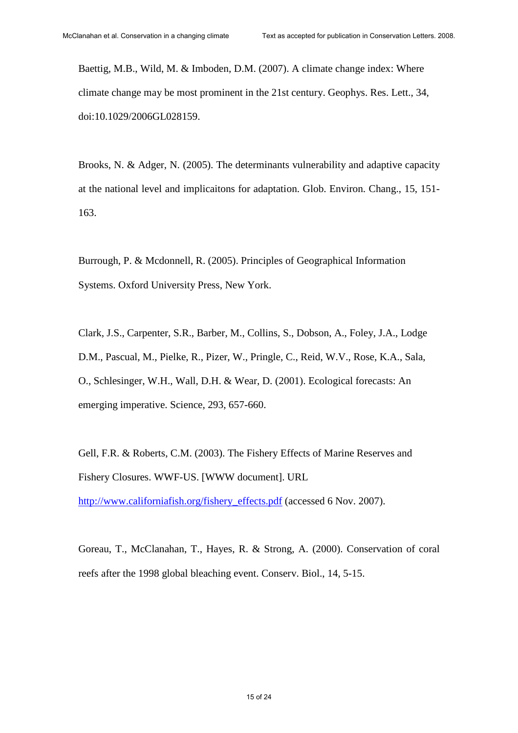Baettig, M.B., Wild, M. & Imboden, D.M. (2007). A climate change index: Where climate change may be most prominent in the 21st century. Geophys. Res. Lett., 34, doi:10.1029/2006GL028159.

Brooks, N. & Adger, N. (2005). The determinants vulnerability and adaptive capacity at the national level and implicaitons for adaptation. Glob. Environ. Chang., 15, 151-163.

Burrough, P. & Mcdonnell, R. (2005). Principles of Geographical Information Systems. Oxford University Press, New York.

Clark, J.S., Carpenter, S.R., Barber, M., Collins, S., Dobson, A., Foley, J.A., Lodge D.M., Pascual, M., Pielke, R., Pizer, W., Pringle, C., Reid, W.V., Rose, K.A., Sala, O., Schlesinger, W.H., Wall, D.H. & Wear, D. (2001). Ecological forecasts: An emerging imperative. Science, 293, 657-660.

Gell, F.R. & Roberts, C.M. (2003). The Fishery Effects of Marine Reserves and Fishery Closures. WWF-US. [WWW document]. URL http://www.californiafish.org/fishery_effects.pdf (accessed 6 Nov. 2007).

Goreau, T., McClanahan, T., Hayes, R. & Strong, A. (2000). Conservation of coral reefs after the 1998 global bleaching event. Conserv. Biol., 14, 5-15.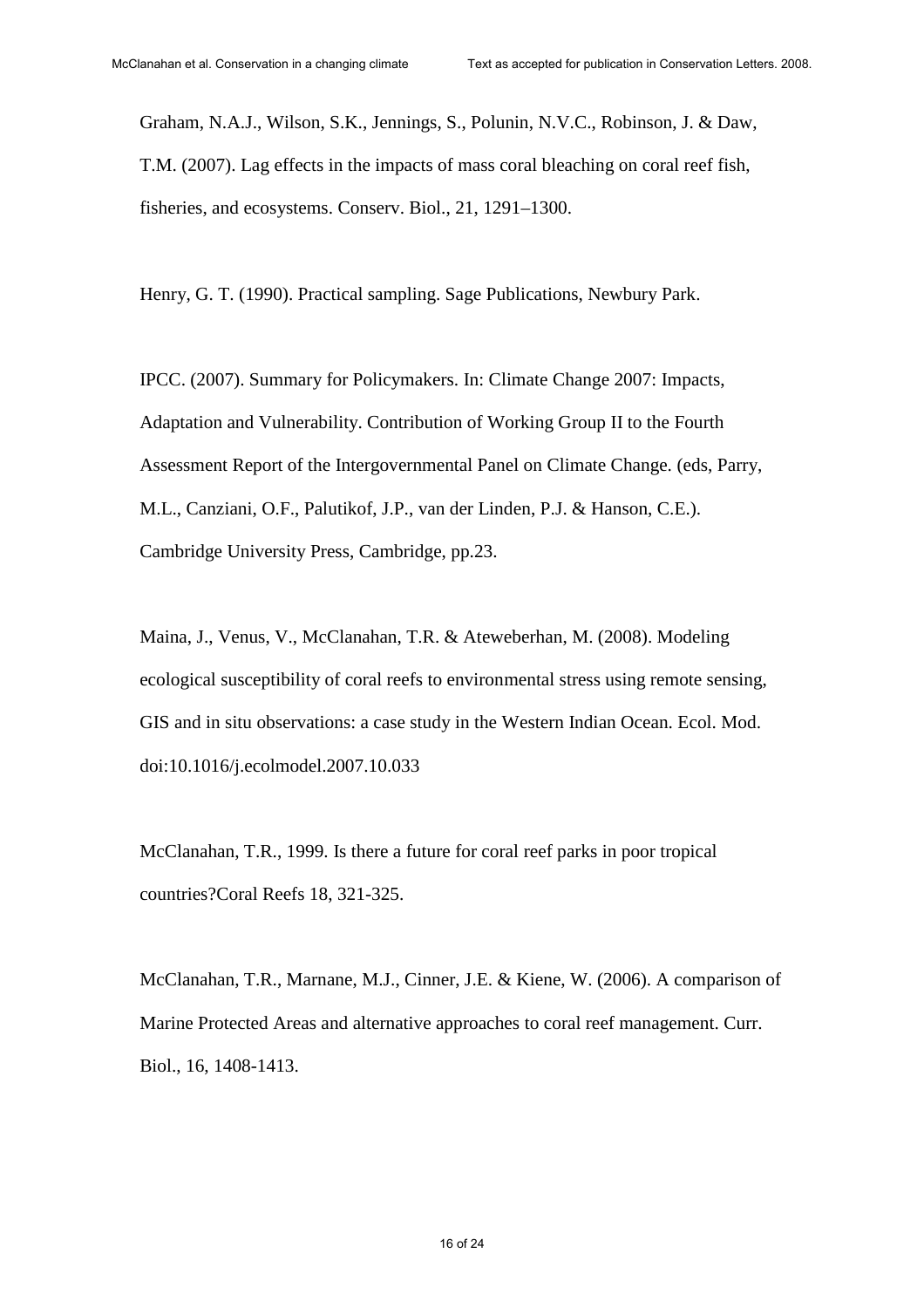Graham, N.A.J., Wilson, S.K., Jennings, S., Polunin, N.V.C., Robinson, J. & Daw, T.M. (2007). Lag effects in the impacts of mass coral bleaching on coral reef fish, fisheries, and ecosystems. Conserv. Biol., 21, 1291–1300.

Henry, G. T. (1990). Practical sampling. Sage Publications, Newbury Park.

IPCC. (2007). Summary for Policymakers. In: Climate Change 2007: Impacts, Adaptation and Vulnerability. Contribution of Working Group II to the Fourth Assessment Report of the Intergovernmental Panel on Climate Change. (eds, Parry, M.L., Canziani, O.F., Palutikof, J.P., van der Linden, P.J. & Hanson, C.E.). Cambridge University Press, Cambridge, pp.23.

Maina, J., Venus, V., McClanahan, T.R. & Ateweberhan, M. (2008). Modeling ecological susceptibility of coral reefs to environmental stress using remote sensing, GIS and in situ observations: a case study in the Western Indian Ocean. Ecol. Mod. doi:10.1016/j.ecolmodel.2007.10.033

McClanahan, T.R., 1999. Is there a future for coral reef parks in poor tropical countries?Coral Reefs 18, 321-325.

McClanahan, T.R., Marnane, M.J., Cinner, J.E. & Kiene, W. (2006). A comparison of Marine Protected Areas and alternative approaches to coral reef management. Curr. Biol., 16, 1408-1413.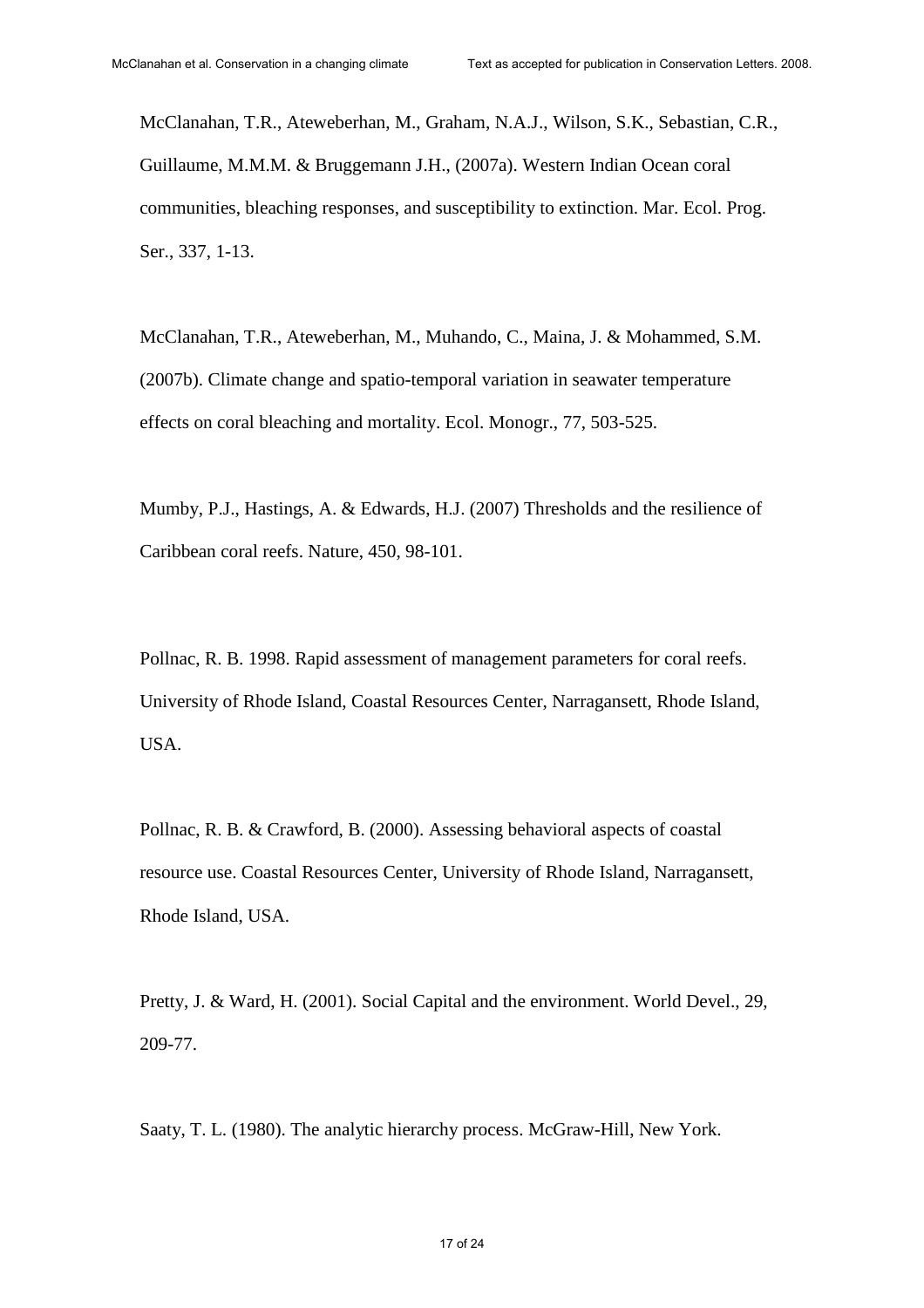McClanahan, T.R., Ateweberhan, M., Graham, N.A.J., Wilson, S.K., Sebastian, C.R., Guillaume, M.M.M. & Bruggemann J.H., (2007a). Western Indian Ocean coral communities, bleaching responses, and susceptibility to extinction. Mar. Ecol. Prog. Ser., 337, 1-13.

McClanahan, T.R., Ateweberhan, M., Muhando, C., Maina, J. & Mohammed, S.M. (2007b). Climate change and spatio-temporal variation in seawater temperature effects on coral bleaching and mortality. Ecol. Monogr., 77, 503-525.

Mumby, P.J., Hastings, A. & Edwards, H.J. (2007) Thresholds and the resilience of Caribbean coral reefs. Nature, 450, 98-101.

Pollnac, R. B. 1998. Rapid assessment of management parameters for coral reefs. University of Rhode Island, Coastal Resources Center, Narragansett, Rhode Island, USA.

Pollnac, R. B. & Crawford, B. (2000). Assessing behavioral aspects of coastal resource use. Coastal Resources Center, University of Rhode Island, Narragansett, Rhode Island, USA.

Pretty, J. & Ward, H. (2001). Social Capital and the environment. World Devel., 29, 209-77.

Saaty, T. L. (1980). The analytic hierarchy process. McGraw-Hill, New York.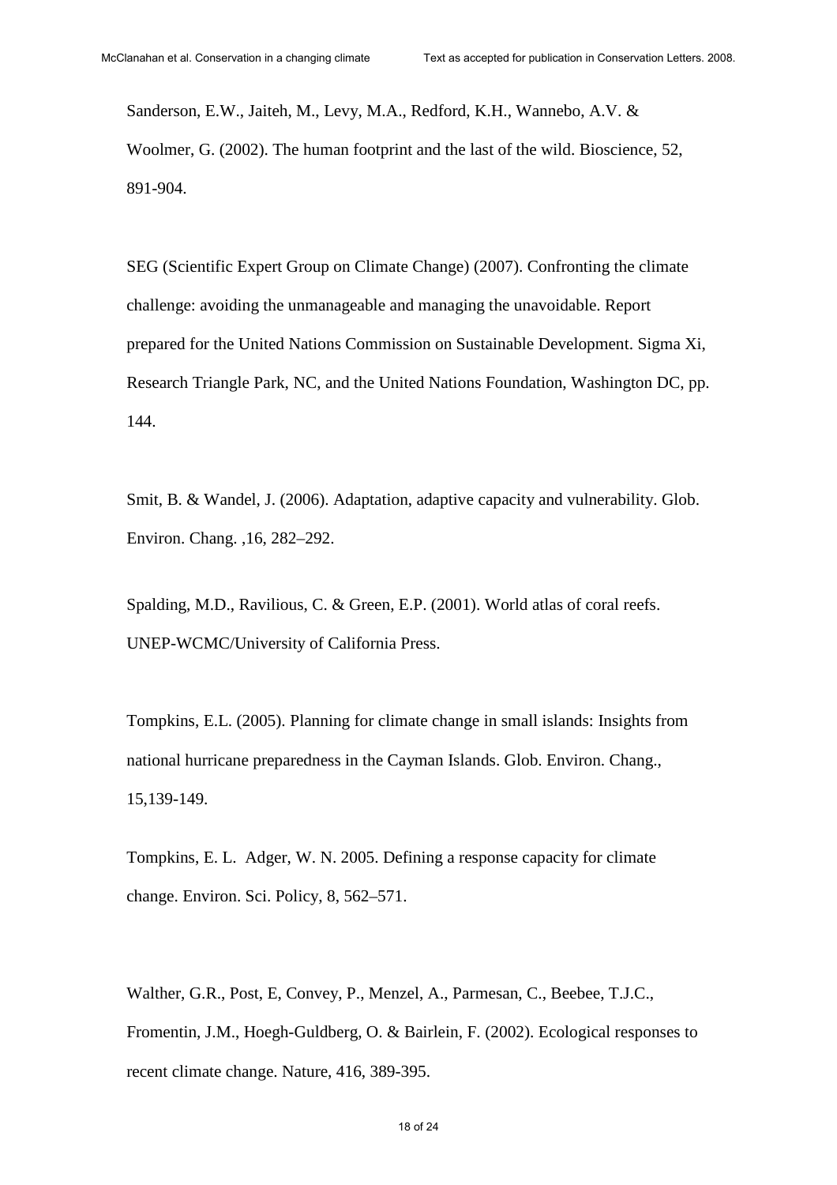Sanderson, E.W., Jaiteh, M., Levy, M.A., Redford, K.H., Wannebo, A.V. & Woolmer, G. (2002). The human footprint and the last of the wild. Bioscience, 52, 891-904.

SEG (Scientific Expert Group on Climate Change) (2007). Confronting the climate challenge: avoiding the unmanageable and managing the unavoidable. Report prepared for the United Nations Commission on Sustainable Development. Sigma Xi, Research Triangle Park, NC, and the United Nations Foundation, Washington DC, pp. 144.

Smit, B. & Wandel, J. (2006). Adaptation, adaptive capacity and vulnerability. Glob. Environ. Chang. ,16, 282–292.

Spalding, M.D., Ravilious, C. & Green, E.P. (2001). World atlas of coral reefs. UNEP-WCMC/University of California Press.

Tompkins, E.L. (2005). Planning for climate change in small islands: Insights from national hurricane preparedness in the Cayman Islands. Glob. Environ. Chang., 15,139-149.

Tompkins, E. L. Adger, W. N. 2005. Defining a response capacity for climate change. Environ. Sci. Policy, 8, 562–571.

Walther, G.R., Post, E, Convey, P., Menzel, A., Parmesan, C., Beebee, T.J.C., Fromentin, J.M., Hoegh-Guldberg, O. & Bairlein, F. (2002). Ecological responses to recent climate change. Nature, 416, 389-395.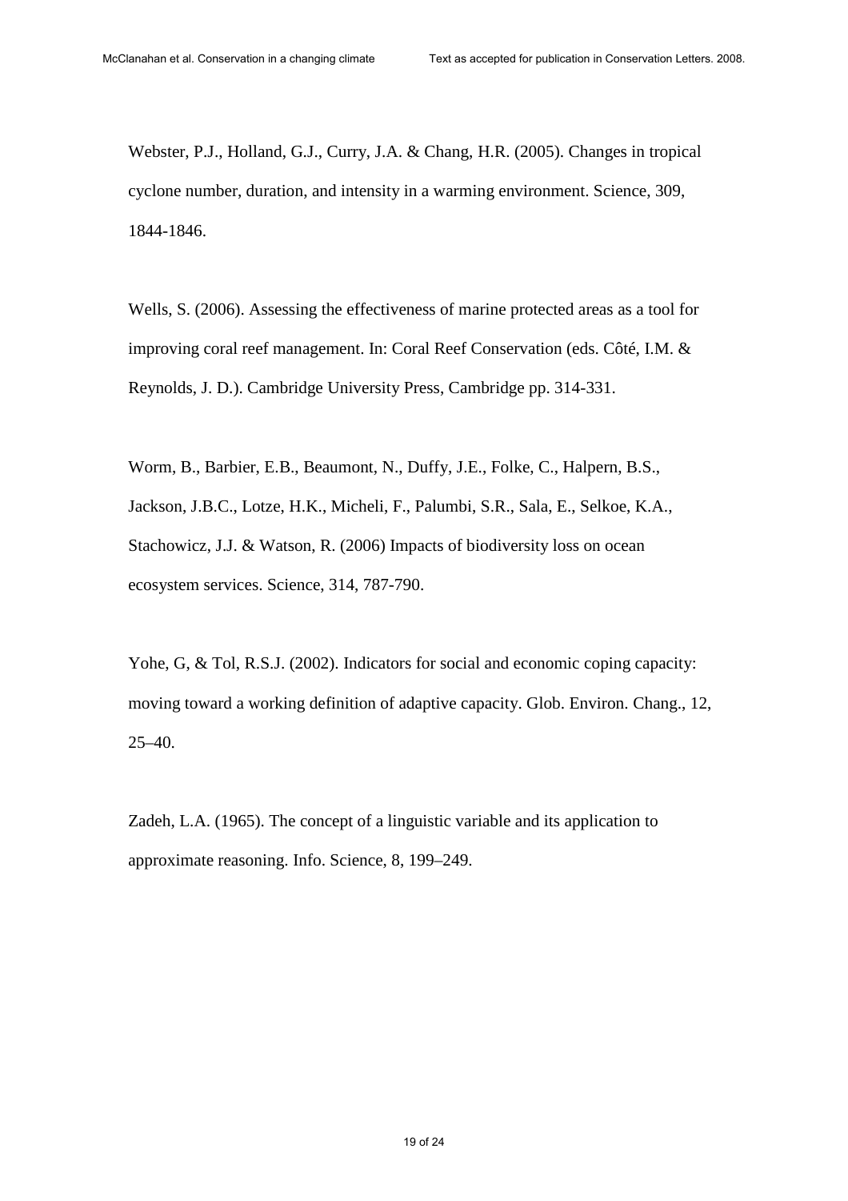Webster, P.J., Holland, G.J., Curry, J.A. & Chang, H.R. (2005). Changes in tropical cyclone number, duration, and intensity in a warming environment. Science, 309, 1844-1846.

Wells, S. (2006). Assessing the effectiveness of marine protected areas as a tool for improving coral reef management. In: Coral Reef Conservation (eds. Côté, I.M. & Reynolds, J. D.). Cambridge University Press, Cambridge pp. 314-331.

Worm, B., Barbier, E.B., Beaumont, N., Duffy, J.E., Folke, C., Halpern, B.S., Jackson, J.B.C., Lotze, H.K., Micheli, F., Palumbi, S.R., Sala, E., Selkoe, K.A., Stachowicz, J.J. & Watson, R. (2006) Impacts of biodiversity loss on ocean ecosystem services. Science, 314, 787-790.

Yohe, G, & Tol, R.S.J. (2002). Indicators for social and economic coping capacity: moving toward a working definition of adaptive capacity. Glob. Environ. Chang., 12, 25–40.

Zadeh, L.A. (1965). The concept of a linguistic variable and its application to approximate reasoning. Info. Science, 8, 199–249.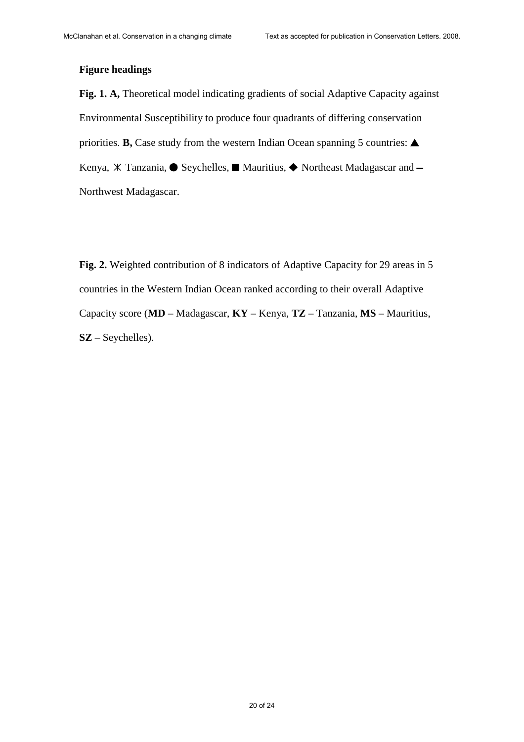**Figure headings**

**Fig. 1. A,** Theoretical model indicating gradients of social Adaptive Capacity against Environmental Susceptibility to produce four quadrants of differing conservation priorities. **B,** Case study from the western Indian Ocean spanning 5 countries: ▲ Kenya, ⚹ Tanzania, ● Seychelles, ■ Mauritius, ◆ Northeast Madagascar and ▬ Northwest Madagascar.

**Fig. 2.** Weighted contribution of 8 indicators of Adaptive Capacity for 29 areas in 5 countries in the Western Indian Ocean ranked according to their overall Adaptive Capacity score (**MD** – Madagascar, **KY** – Kenya, **TZ** – Tanzania, **MS** – Mauritius, **SZ** – Seychelles).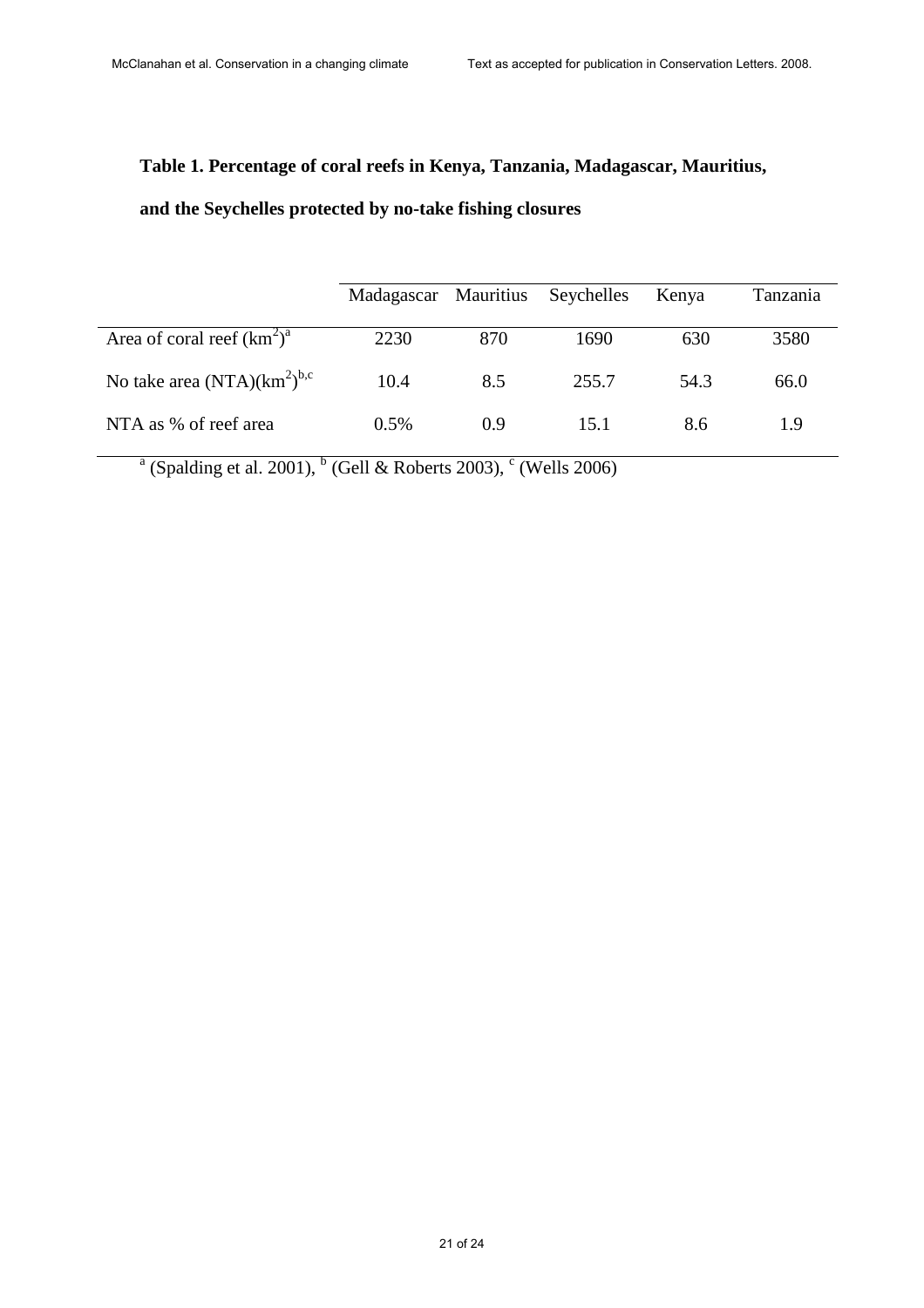**Table 1. Percentage of coral reefs in Kenya, Tanzania, Madagascar, Mauritius, and the Seychelles protected by no-take fishing closures**

| | Madagascar | Mauritius | Seychelles | Kenya | Tanzania |
|---|---|---|---|---|---|
| Area of coral reef ($km^2$)[a] | 2230 | 870 | 1690 | 630 | 3580 |
| No take area (NTA)($km^2$)[b,c] | 10.4 | 8.5 | 255.7 | 54.3 | 66.0 |
| NTA as % of reef area | 0.5% | 0.9 | 15.1 | 8.6 | 1.9 |

[a] (Spalding et al. 2001), [b] (Gell & Roberts 2003), [c] (Wells 2006)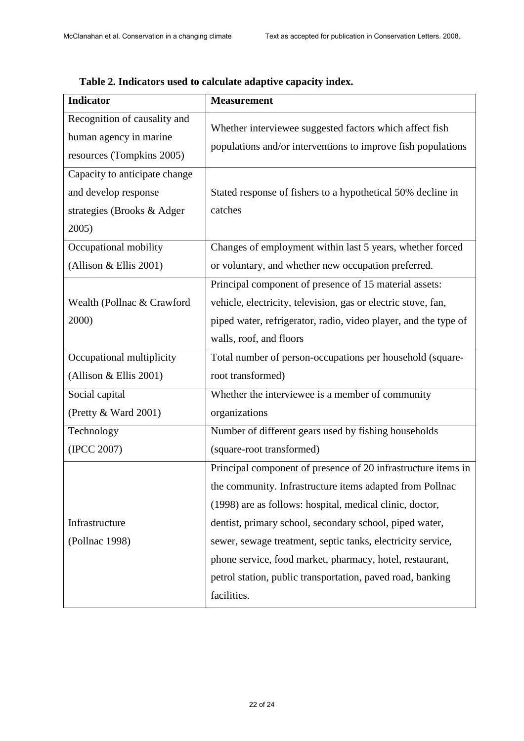**Table 2. Indicators used to calculate adaptive capacity index.**

| Indicator | Measurement |
|---|---|
| Recognition of causality and human agency in marine resources (Tompkins 2005) | Whether interviewee suggested factors which affect fish populations and/or interventions to improve fish populations |
| Capacity to anticipate change and develop response strategies (Brooks & Adger 2005) | Stated response of fishers to a hypothetical 50% decline in catches |
| Occupational mobility (Allison & Ellis 2001) | Changes of employment within last 5 years, whether forced or voluntary, and whether new occupation preferred. |
| Wealth (Pollnac & Crawford 2000) | Principal component of presence of 15 material assets: vehicle, electricity, television, gas or electric stove, fan, piped water, refrigerator, radio, video player, and the type of walls, roof, and floors |
| Occupational multiplicity (Allison & Ellis 2001) | Total number of person-occupations per household (square-root transformed) |
| Social capital (Pretty & Ward 2001) | Whether the interviewee is a member of community organizations |
| Technology (IPCC 2007) | Number of different gears used by fishing households (square-root transformed) |
| Infrastructure (Pollnac 1998) | Principal component of presence of 20 infrastructure items in the community. Infrastructure items adapted from Pollnac (1998) are as follows: hospital, medical clinic, doctor, dentist, primary school, secondary school, piped water, sewer, sewage treatment, septic tanks, electricity service, phone service, food market, pharmacy, hotel, restaurant, petrol station, public transportation, paved road, banking facilities. |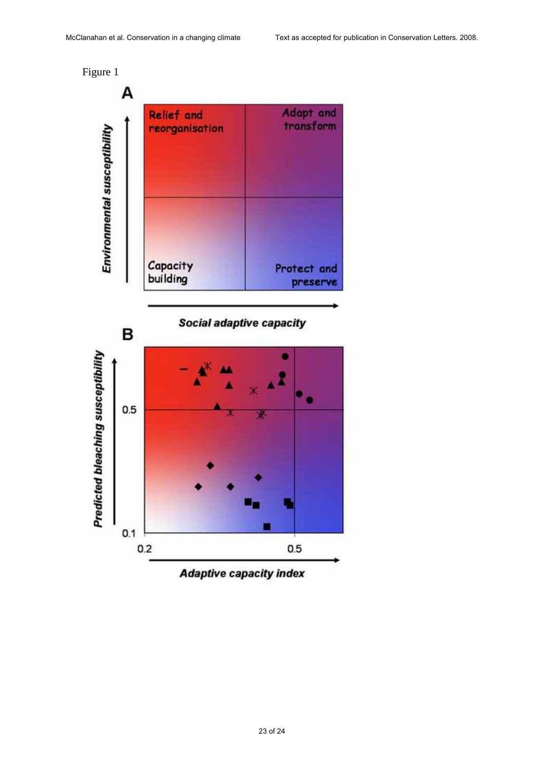Figure 1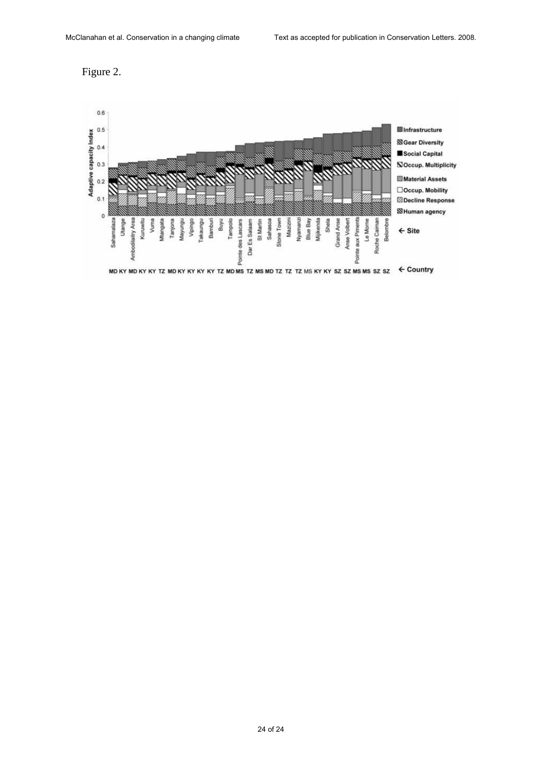Figure 2.

Adaptive capacity Index

0.6
0.5
0.4
0.3
0.2
0.1
0

Infrastructure
Gear Diversity
Social Capital
Occup. Multiplicity
Material Assets
Occup. Mobility
Decline Response
Human agency

Sahamalaza, Utange, Ambodilaitry Area, Kuruwitu, Vuma, Mtangata, Tanjona, Mayungu, Vipingo, Takaungu, Bamburi, Buyu, Tampolo, Pointe des Lascars, Dar Es Salaam, St Martin, Sahasoa, Stone Town, Mazizini, Nyamanzi, Blue Bay, Mijikenda, Shela, Grand Anse, Anse Volbert, Pointe aux Piments, Le Morne, Roche Caiman, Belombre

← Site

MD KY MD KY KY TZ MD KY KY KY KY TZ MD MS TZ MS MD TZ TZ TZ MS KY KY SZ SZ MS MS SZ SZ

← Country